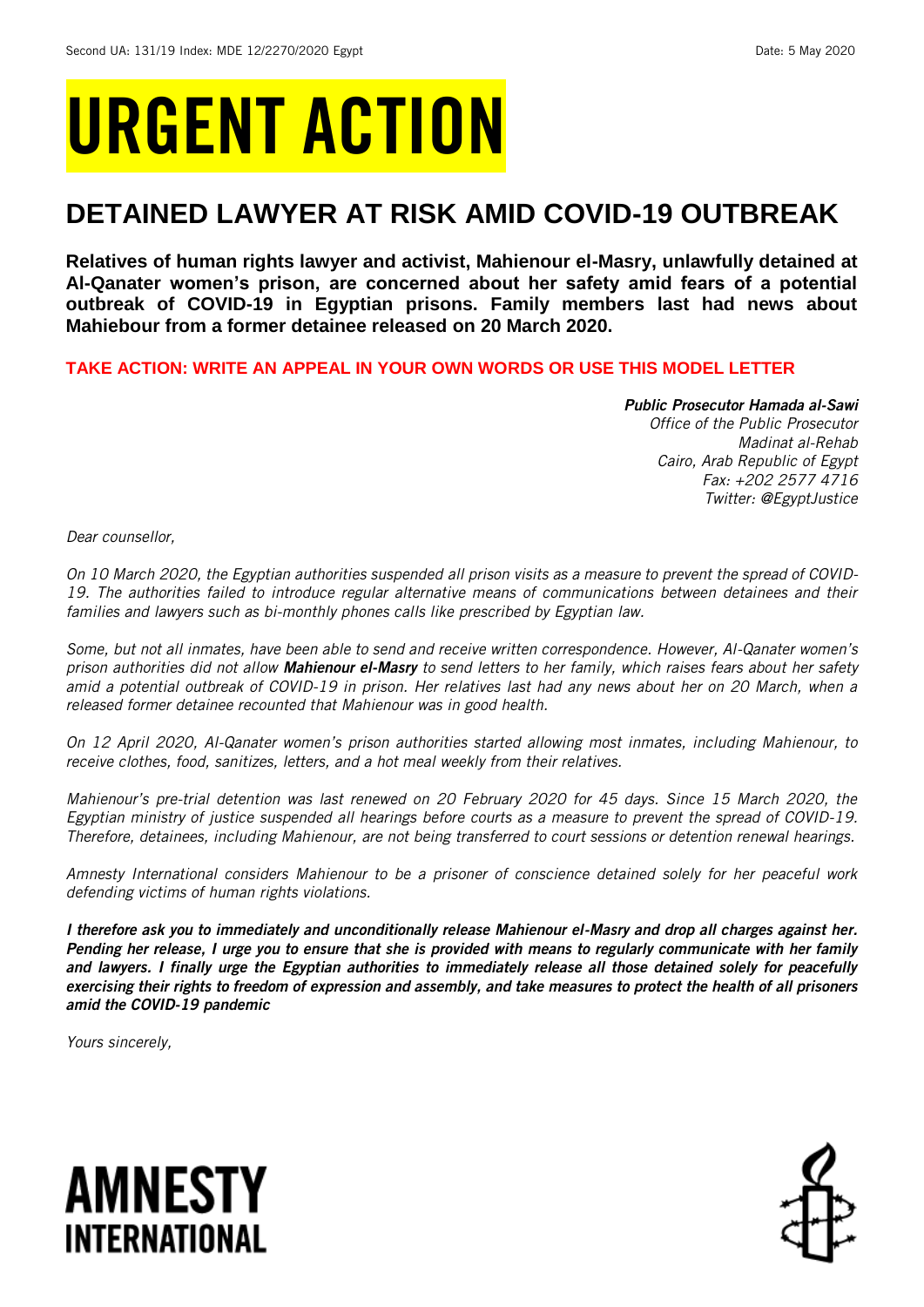Second UA: 131/19 Index: MDE 12/2270/2020 Egypt Date: 5 May 2020

# URGENT ACTION

## DETAINED LAWYER AT RISK AMID COVID-19 OUTBREAK

**Relatives of human rights lawyer and activist, Mahienour el-Masry, unlawfully detained at Al-Qanater women's prison, are concerned about her safety amid fears of a potential outbreak of COVID-19 in Egyptian prisons. Family members last had news about Mahiebour from a former detainee released on 20 March 2020.**

**TAKE ACTION: WRITE AN APPEAL IN YOUR OWN WORDS OR USE THIS MODEL LETTER**

***Public Prosecutor Hamada al-Sawi***
*Office of the Public Prosecutor*
*Madinat al-Rehab*
*Cairo, Arab Republic of Egypt*
*Fax: +202 2577 4716*
*Twitter: @EgyptJustice*

*Dear counsellor,*

*On 10 March 2020, the Egyptian authorities suspended all prison visits as a measure to prevent the spread of COVID-19. The authorities failed to introduce regular alternative means of communications between detainees and their families and lawyers such as bi-monthly phones calls like prescribed by Egyptian law.*

*Some, but not all inmates, have been able to send and receive written correspondence. However, Al-Qanater women's prison authorities did not allow* ***Mahienour el-Masry*** *to send letters to her family, which raises fears about her safety amid a potential outbreak of COVID-19 in prison. Her relatives last had any news about her on 20 March, when a released former detainee recounted that Mahienour was in good health.*

*On 12 April 2020, Al-Qanater women's prison authorities started allowing most inmates, including Mahienour, to receive clothes, food, sanitizes, letters, and a hot meal weekly from their relatives.*

*Mahienour's pre-trial detention was last renewed on 20 February 2020 for 45 days. Since 15 March 2020, the Egyptian ministry of justice suspended all hearings before courts as a measure to prevent the spread of COVID-19. Therefore, detainees, including Mahienour, are not being transferred to court sessions or detention renewal hearings.*

*Amnesty International considers Mahienour to be a prisoner of conscience detained solely for her peaceful work defending victims of human rights violations.*

***I therefore ask you to immediately and unconditionally release Mahienour el-Masry and drop all charges against her. Pending her release, I urge you to ensure that she is provided with means to regularly communicate with her family and lawyers. I finally urge the Egyptian authorities to immediately release all those detained solely for peacefully exercising their rights to freedom of expression and assembly, and take measures to protect the health of all prisoners amid the COVID-19 pandemic***

*Yours sincerely,*

AMNESTY INTERNATIONAL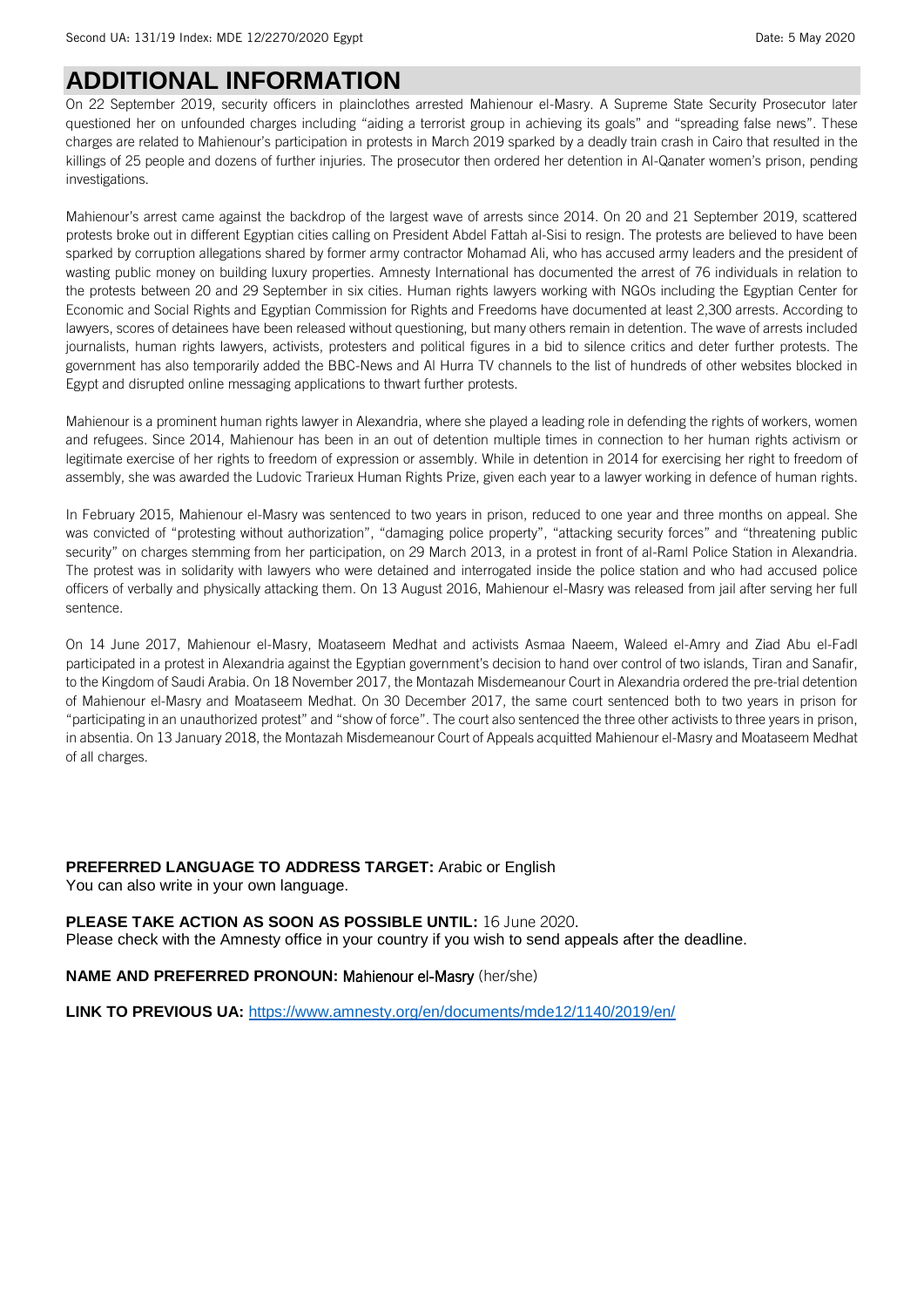# ADDITIONAL INFORMATION

On 22 September 2019, security officers in plainclothes arrested Mahienour el-Masry. A Supreme State Security Prosecutor later questioned her on unfounded charges including "aiding a terrorist group in achieving its goals" and "spreading false news". These charges are related to Mahienour's participation in protests in March 2019 sparked by a deadly train crash in Cairo that resulted in the killings of 25 people and dozens of further injuries. The prosecutor then ordered her detention in Al-Qanater women's prison, pending investigations.

Mahienour's arrest came against the backdrop of the largest wave of arrests since 2014. On 20 and 21 September 2019, scattered protests broke out in different Egyptian cities calling on President Abdel Fattah al-Sisi to resign. The protests are believed to have been sparked by corruption allegations shared by former army contractor Mohamad Ali, who has accused army leaders and the president of wasting public money on building luxury properties. Amnesty International has documented the arrest of 76 individuals in relation to the protests between 20 and 29 September in six cities. Human rights lawyers working with NGOs including the Egyptian Center for Economic and Social Rights and Egyptian Commission for Rights and Freedoms have documented at least 2,300 arrests. According to lawyers, scores of detainees have been released without questioning, but many others remain in detention. The wave of arrests included journalists, human rights lawyers, activists, protesters and political figures in a bid to silence critics and deter further protests. The government has also temporarily added the BBC-News and Al Hurra TV channels to the list of hundreds of other websites blocked in Egypt and disrupted online messaging applications to thwart further protests.

Mahienour is a prominent human rights lawyer in Alexandria, where she played a leading role in defending the rights of workers, women and refugees. Since 2014, Mahienour has been in an out of detention multiple times in connection to her human rights activism or legitimate exercise of her rights to freedom of expression or assembly. While in detention in 2014 for exercising her right to freedom of assembly, she was awarded the Ludovic Trarieux Human Rights Prize, given each year to a lawyer working in defence of human rights.

In February 2015, Mahienour el-Masry was sentenced to two years in prison, reduced to one year and three months on appeal. She was convicted of "protesting without authorization", "damaging police property", "attacking security forces" and "threatening public security" on charges stemming from her participation, on 29 March 2013, in a protest in front of al-Raml Police Station in Alexandria. The protest was in solidarity with lawyers who were detained and interrogated inside the police station and who had accused police officers of verbally and physically attacking them. On 13 August 2016, Mahienour el-Masry was released from jail after serving her full sentence.

On 14 June 2017, Mahienour el-Masry, Moataseem Medhat and activists Asmaa Naeem, Waleed el-Amry and Ziad Abu el-Fadl participated in a protest in Alexandria against the Egyptian government's decision to hand over control of two islands, Tiran and Sanafir, to the Kingdom of Saudi Arabia. On 18 November 2017, the Montazah Misdemeanour Court in Alexandria ordered the pre-trial detention of Mahienour el-Masry and Moataseem Medhat. On 30 December 2017, the same court sentenced both to two years in prison for "participating in an unauthorized protest" and "show of force". The court also sentenced the three other activists to three years in prison, in absentia. On 13 January 2018, the Montazah Misdemeanour Court of Appeals acquitted Mahienour el-Masry and Moataseem Medhat of all charges.

**PREFERRED LANGUAGE TO ADDRESS TARGET:** Arabic or English
You can also write in your own language.

**PLEASE TAKE ACTION AS SOON AS POSSIBLE UNTIL:** 16 June 2020.
Please check with the Amnesty office in your country if you wish to send appeals after the deadline.

**NAME AND PREFERRED PRONOUN:** Mahienour el-Masry (her/she)

**LINK TO PREVIOUS UA:** https://www.amnesty.org/en/documents/mde12/1140/2019/en/